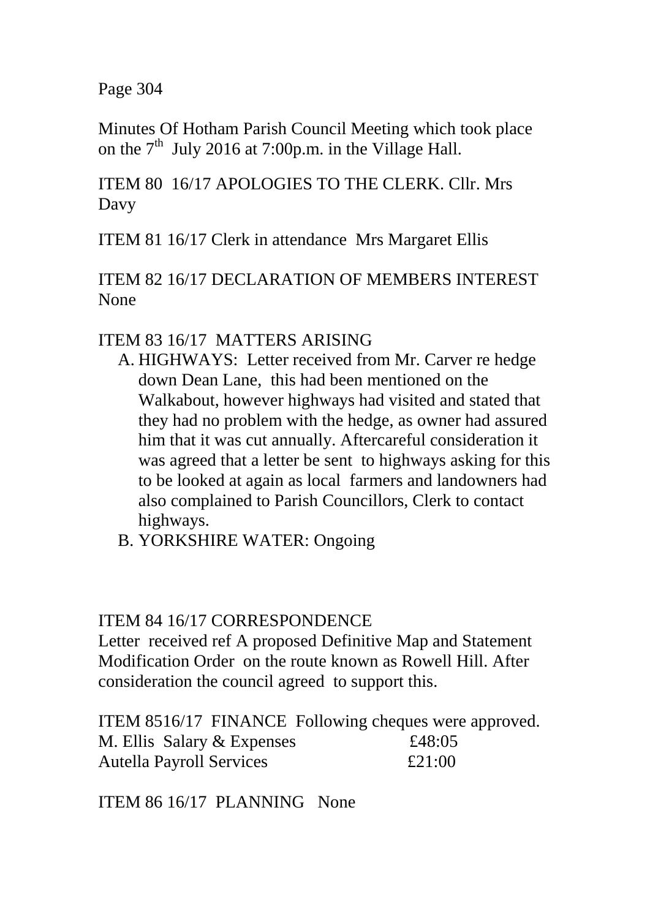Minutes Of Hotham Parish Council Meeting which took place on the 7th July 2016 at 7:00p.m. in the Village Hall.

ITEM 80 16/17 APOLOGIES TO THE CLERK. Cllr. Mrs Davy

ITEM 81 16/17 Clerk in attendance Mrs Margaret Ellis

ITEM 82 16/17 DECLARATION OF MEMBERS INTEREST None

ITEM 83 16/17 MATTERS ARISING

A. HIGHWAYS: Letter received from Mr. Carver re hedge down Dean Lane, this had been mentioned on the Walkabout, however highways had visited and stated that they had no problem with the hedge, as owner had assured him that it was cut annually. Aftercareful consideration it was agreed that a letter be sent to highways asking for this to be looked at again as local farmers and landowners had also complained to Parish Councillors, Clerk to contact highways.
B. YORKSHIRE WATER: Ongoing

ITEM 84 16/17 CORRESPONDENCE

Letter received ref A proposed Definitive Map and Statement Modification Order on the route known as Rowell Hill. After consideration the council agreed to support this.

ITEM 8516/17 FINANCE Following cheques were approved.

| | |
|---|---|
| M. Ellis Salary & Expenses | £48:05 |
| Autella Payroll Services | £21:00 |

ITEM 86 16/17 PLANNING None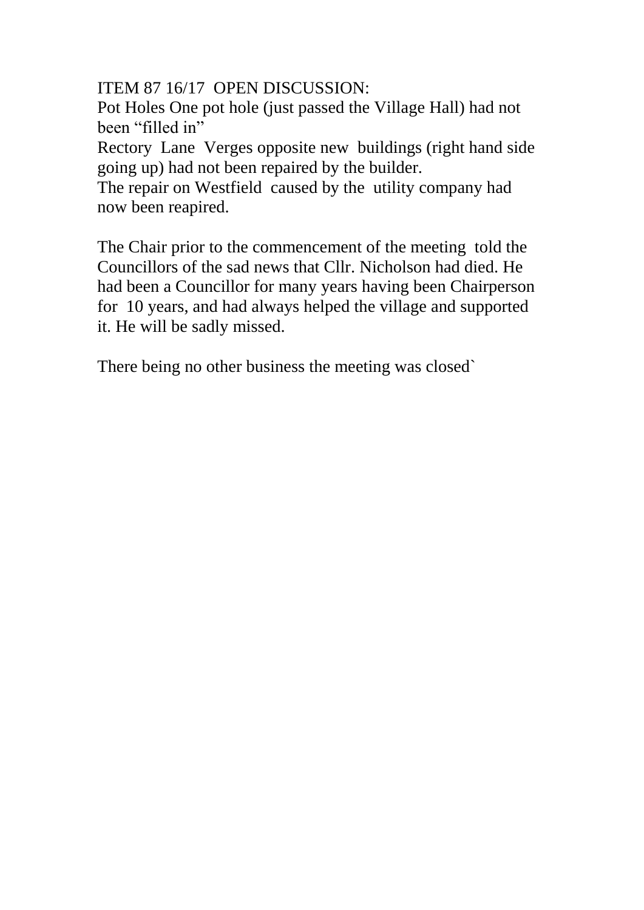ITEM 87 16/17 OPEN DISCUSSION:

Pot Holes One pot hole (just passed the Village Hall) had not been "filled in"

Rectory Lane Verges opposite new buildings (right hand side going up) had not been repaired by the builder.

The repair on Westfield caused by the utility company had now been reapired.

The Chair prior to the commencement of the meeting told the Councillors of the sad news that Cllr. Nicholson had died. He had been a Councillor for many years having been Chairperson for 10 years, and had always helped the village and supported it. He will be sadly missed.

There being no other business the meeting was closed`